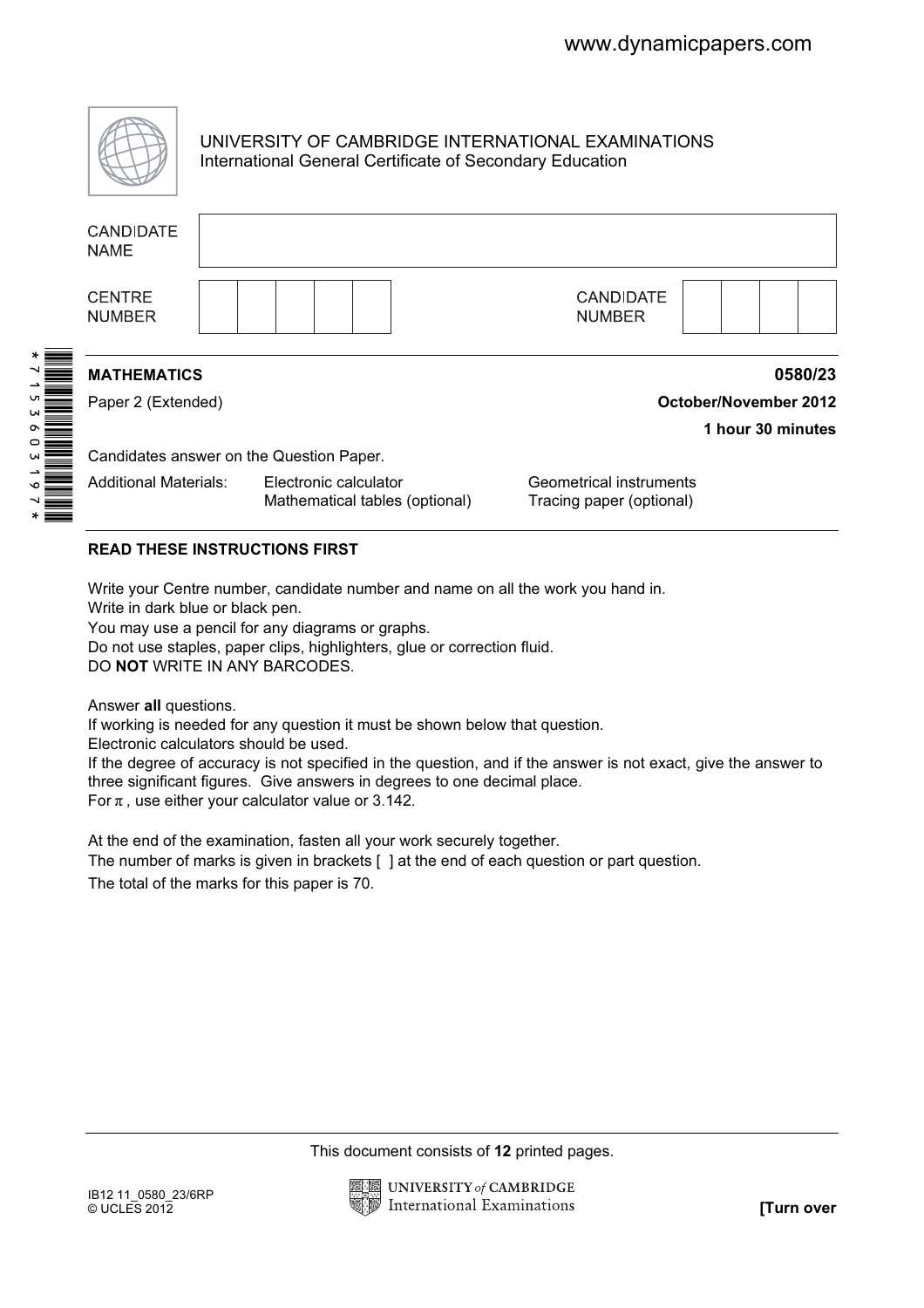UNIVERSITY OF CAMBRIDGE INTERNATIONAL EXAMINATIONS
International General Certificate of Secondary Education

| CANDIDATE NAME | |
|---|---|
| CENTRE NUMBER | CANDIDATE NUMBER |

*7153603197*

**MATHEMATICS** **0580/23**

Paper 2 (Extended) **October/November 2012**

**1 hour 30 minutes**

Candidates answer on the Question Paper.

Additional Materials: Electronic calculator, Mathematical tables (optional), Geometrical instruments, Tracing paper (optional)

**READ THESE INSTRUCTIONS FIRST**

Write your Centre number, candidate number and name on all the work you hand in.
Write in dark blue or black pen.
You may use a pencil for any diagrams or graphs.
Do not use staples, paper clips, highlighters, glue or correction fluid.
DO **NOT** WRITE IN ANY BARCODES.

Answer **all** questions.
If working is needed for any question it must be shown below that question.
Electronic calculators should be used.
If the degree of accuracy is not specified in the question, and if the answer is not exact, give the answer to three significant figures. Give answers in degrees to one decimal place.
For $\pi$, use either your calculator value or 3.142.

At the end of the examination, fasten all your work securely together.
The number of marks is given in brackets [ ] at the end of each question or part question.
The total of the marks for this paper is 70.

This document consists of **12** printed pages.

IB12 11_0580_23/6RP
© UCLES 2012

**[Turn over**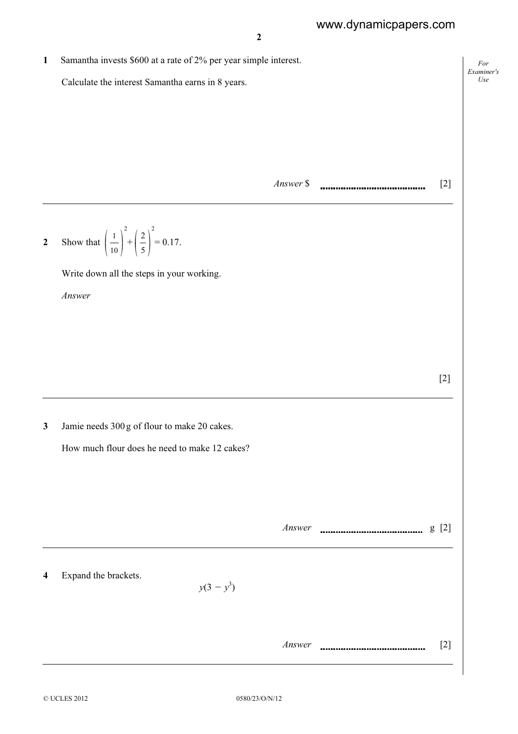**1** Samantha invests \$600 at a rate of 2% per year simple interest.

Calculate the interest Samantha earns in 8 years.

*Answer* \$ .......................................... [2]

---

**2** Show that $\left(\frac{1}{10}\right)^2 + \left(\frac{2}{5}\right)^2 = 0.17$.

Write down all the steps in your working.

*Answer*

[2]

---

**3** Jamie needs 300 g of flour to make 20 cakes.

How much flour does he need to make 12 cakes?

*Answer* .......................................... g [2]

---

**4** Expand the brackets.

$$y(3 - y^3)$$

*Answer* .......................................... [2]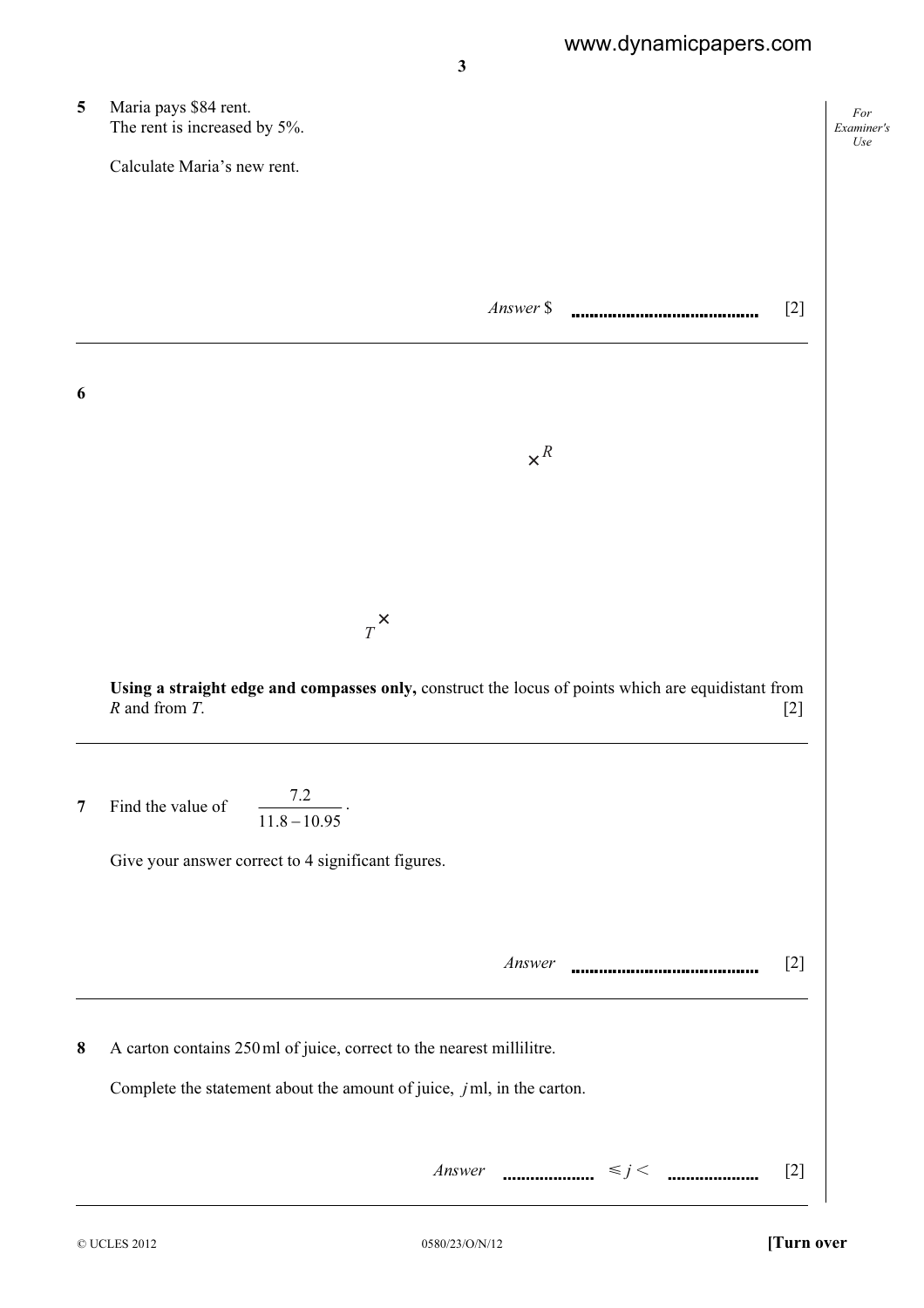**5** Maria pays \$84 rent.
The rent is increased by 5%.

Calculate Maria's new rent.

*Answer* \$ .................................... [2]

---

**6**

× $R$

$T$ ×

**Using a straight edge and compasses only,** construct the locus of points which are equidistant from $R$ and from $T$. [2]

---

**7** Find the value of $\dfrac{7.2}{11.8 - 10.95}$.

Give your answer correct to 4 significant figures.

*Answer* .................................... [2]

---

**8** A carton contains 250 ml of juice, correct to the nearest millilitre.

Complete the statement about the amount of juice, $j$ ml, in the carton.

*Answer* .................. $\leqslant j <$ .................. [2]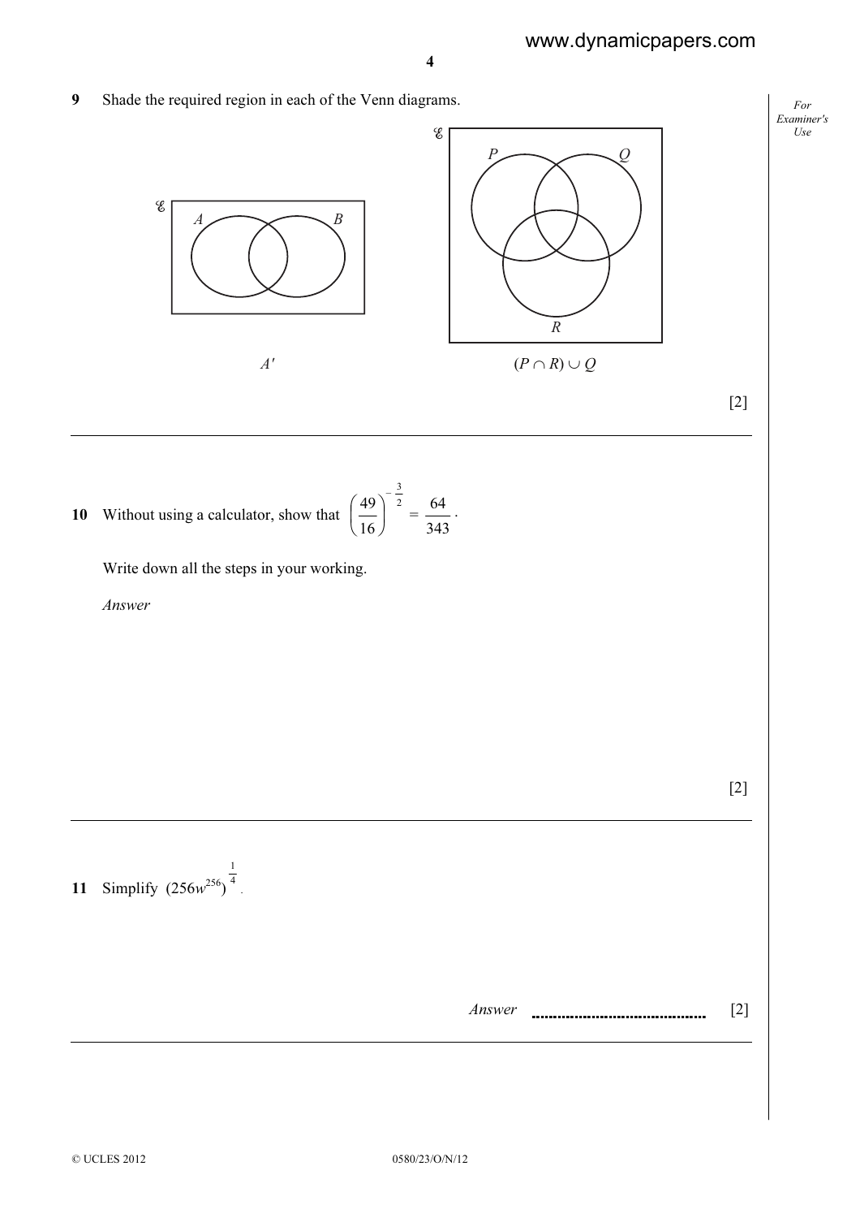**9** Shade the required region in each of the Venn diagrams.

$\mathscr{E}$ A B

$A'$

$\mathscr{E}$ P Q R

$(P \cap R) \cup Q$

[2]

---

**10** Without using a calculator, show that $\left(\frac{49}{16}\right)^{-\frac{3}{2}} = \frac{64}{343}$.

Write down all the steps in your working.

*Answer*

[2]

---

**11** Simplify $(256w^{256})^{\frac{1}{4}}$.

*Answer* .......................................... [2]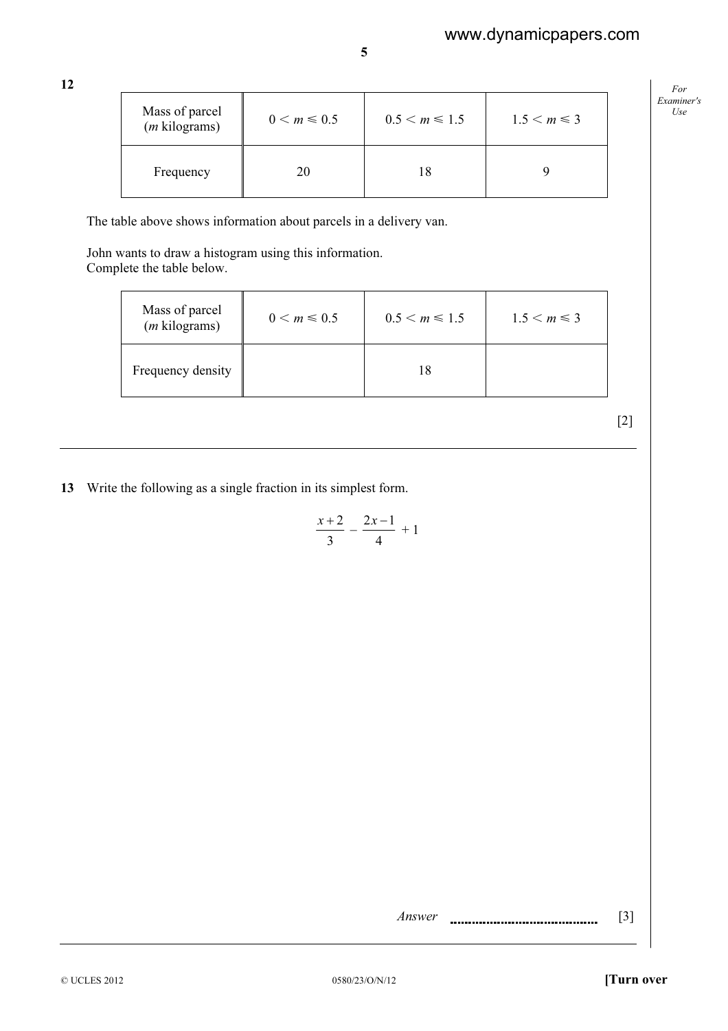**12**

| Mass of parcel ($m$ kilograms) | $0 < m \leqslant 0.5$ | $0.5 < m \leqslant 1.5$ | $1.5 < m \leqslant 3$ |
|---|---|---|---|
| Frequency | 20 | 18 | 9 |

The table above shows information about parcels in a delivery van.

John wants to draw a histogram using this information.
Complete the table below.

| Mass of parcel ($m$ kilograms) | $0 < m \leqslant 0.5$ | $0.5 < m \leqslant 1.5$ | $1.5 < m \leqslant 3$ |
|---|---|---|---|
| Frequency density | | 18 | |

[2]

---

**13** Write the following as a single fraction in its simplest form.

$$\frac{x+2}{3} - \frac{2x-1}{4} + 1$$

*Answer* .......................................... [3]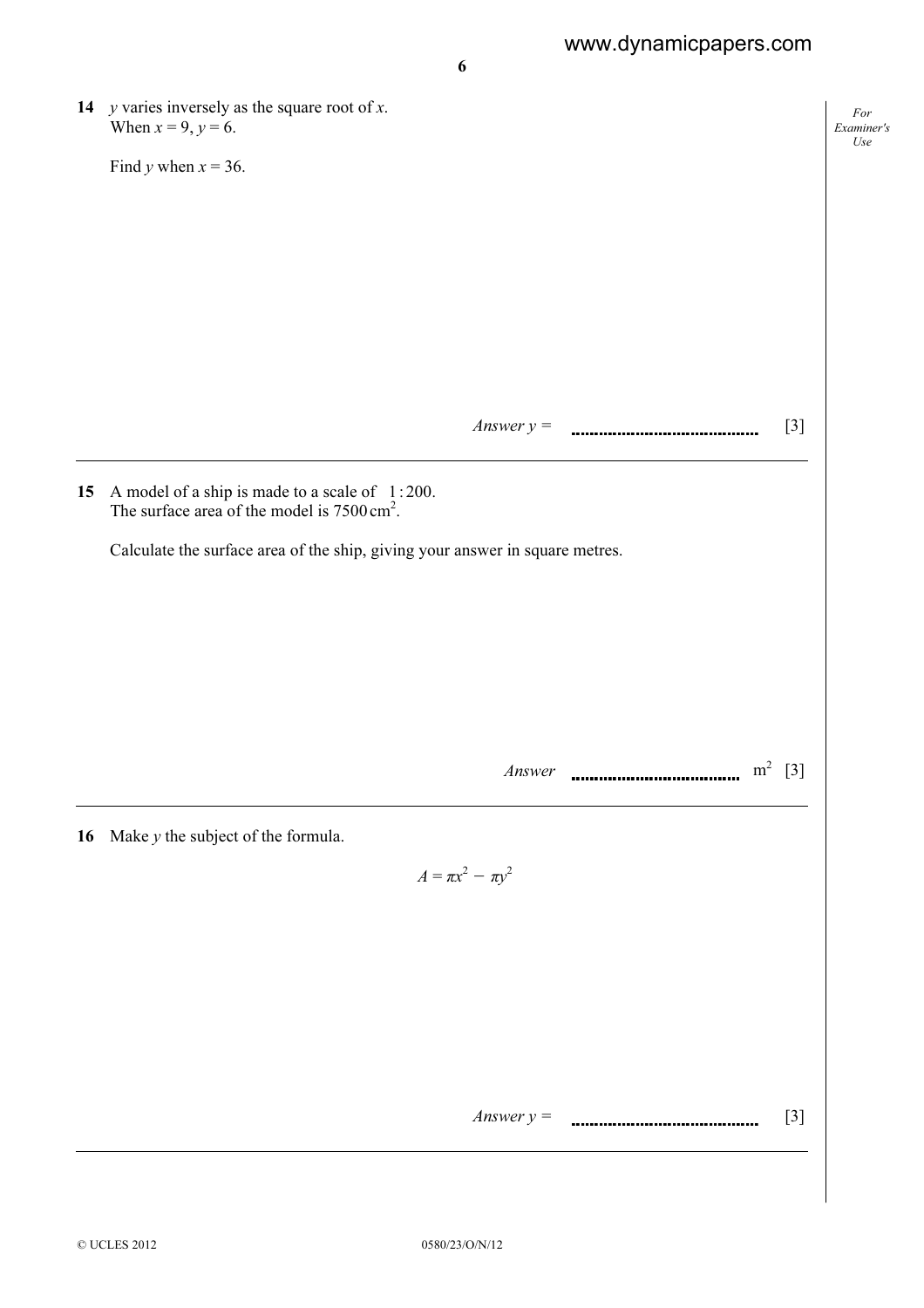**14** $y$ varies inversely as the square root of $x$.
When $x = 9$, $y = 6$.

Find $y$ when $x = 36$.

*Answer* $y =$ .......................................... [3]

---

**15** A model of a ship is made to a scale of $1:200$.
The surface area of the model is $7500\,\text{cm}^2$.

Calculate the surface area of the ship, giving your answer in square metres.

*Answer* .......................................... $\text{m}^2$ [3]

---

**16** Make $y$ the subject of the formula.

$$A = \pi x^2 - \pi y^2$$

*Answer* $y =$ .......................................... [3]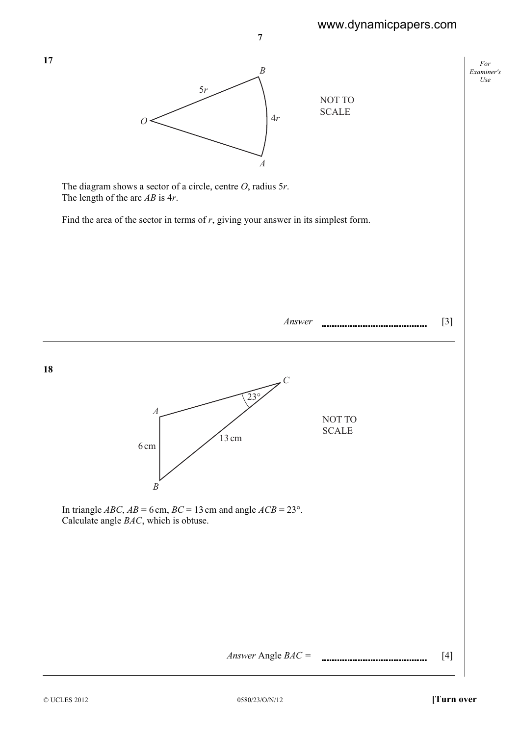**17**

NOT TO SCALE

The diagram shows a sector of a circle, centre $O$, radius $5r$.
The length of the arc $AB$ is $4r$.

Find the area of the sector in terms of $r$, giving your answer in its simplest form.

*Answer* .......................................... [3]

---

**18**

NOT TO SCALE

In triangle $ABC$, $AB = 6\,\text{cm}$, $BC = 13\,\text{cm}$ and angle $ACB = 23°$.
Calculate angle $BAC$, which is obtuse.

*Answer* Angle $BAC$ = .......................................... [4]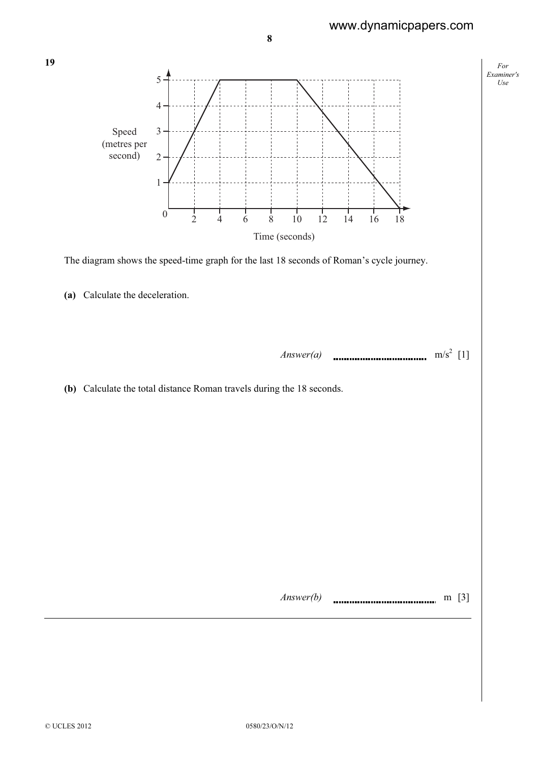**19**

The diagram shows the speed-time graph for the last 18 seconds of Roman's cycle journey.

**(a)** Calculate the deceleration.

*Answer(a)* .................................. m/s$^2$ [1]

**(b)** Calculate the total distance Roman travels during the 18 seconds.

*Answer(b)* .................................. m [3]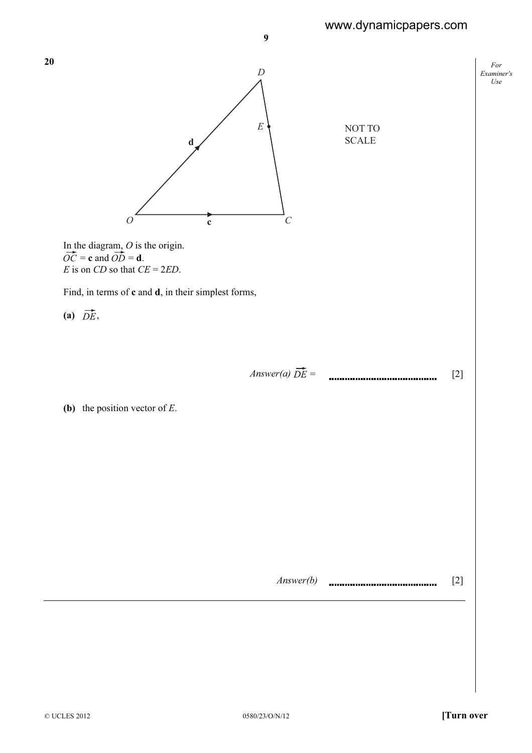**20**

NOT TO SCALE

In the diagram, $O$ is the origin.
$\overrightarrow{OC} = \mathbf{c}$ and $\overrightarrow{OD} = \mathbf{d}$.
$E$ is on $CD$ so that $CE = 2ED$.

Find, in terms of $\mathbf{c}$ and $\mathbf{d}$, in their simplest forms,

**(a)** $\overrightarrow{DE}$,

*Answer(a)* $\overrightarrow{DE} =$ .......................................... [2]

**(b)** the position vector of $E$.

*Answer(b)* .......................................... [2]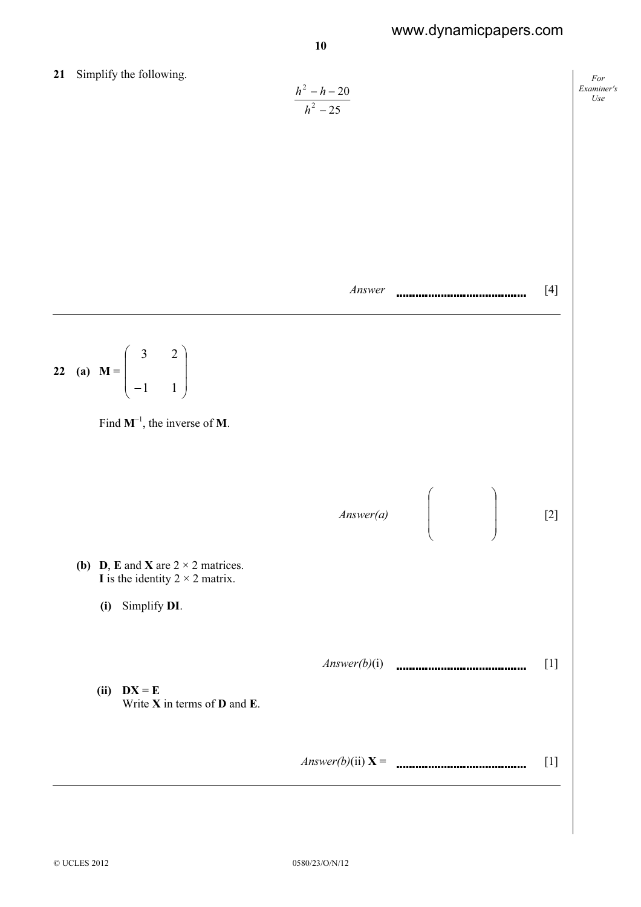**21** Simplify the following.

$$\frac{h^2 - h - 20}{h^2 - 25}$$

*Answer* .......................................... [4]

---

**22** **(a)** $\mathbf{M} = \begin{pmatrix} 3 & 2 \\ -1 & 1 \end{pmatrix}$

Find $\mathbf{M}^{-1}$, the inverse of $\mathbf{M}$.

*Answer(a)* $\begin{pmatrix} \quad & \quad \\ \quad & \quad \end{pmatrix}$ [2]

**(b)** **D**, **E** and **X** are $2 \times 2$ matrices.
**I** is the identity $2 \times 2$ matrix.

**(i)** Simplify **DI**.

*Answer(b)*(i) .......................................... [1]

**(ii)** **DX** = **E**
Write **X** in terms of **D** and **E**.

*Answer(b)*(ii) **X** = .......................................... [1]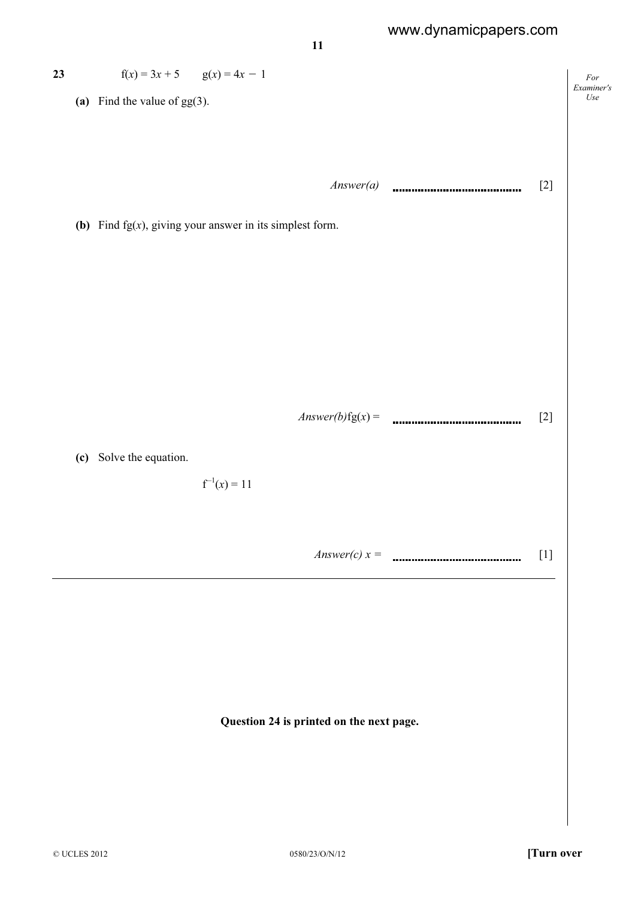**23** $\quad f(x) = 3x + 5 \qquad g(x) = 4x - 1$

**(a)** Find the value of gg(3).

*Answer(a)* .......................................... [2]

**(b)** Find fg($x$), giving your answer in its simplest form.

*Answer(b)* fg($x$) = .......................................... [2]

**(c)** Solve the equation.

$$f^{-1}(x) = 11$$

*Answer(c)* $x$ = .......................................... [1]

---

**Question 24 is printed on the next page.**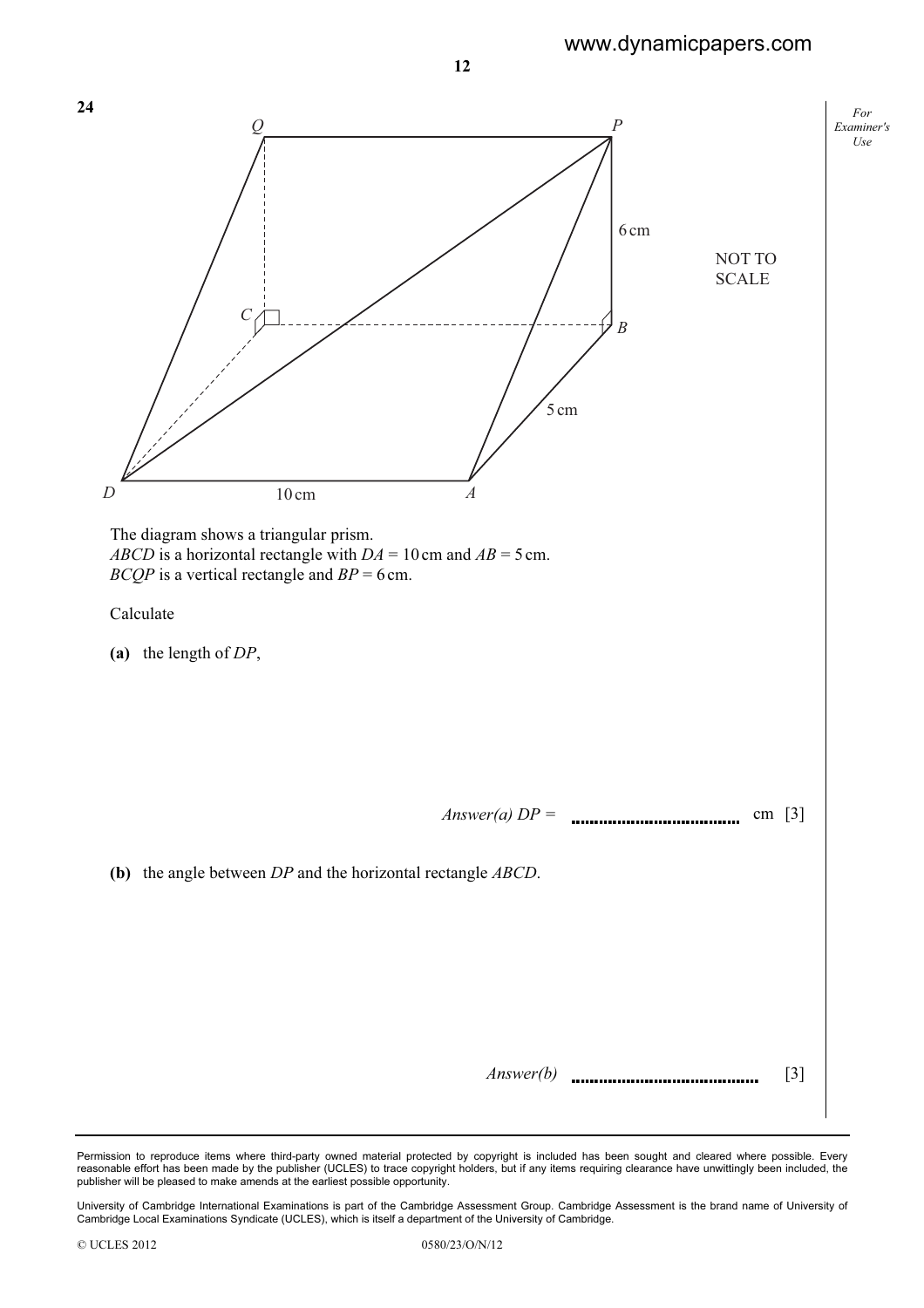**24**

Q P

6 cm

NOT TO SCALE

C B

5 cm

D 10 cm A

The diagram shows a triangular prism.
$ABCD$ is a horizontal rectangle with $DA = 10$ cm and $AB = 5$ cm.
$BCQP$ is a vertical rectangle and $BP = 6$ cm.

Calculate

**(a)** the length of $DP$,

*Answer(a)* $DP$ = .................................. cm [3]

**(b)** the angle between $DP$ and the horizontal rectangle $ABCD$.

*Answer(b)* .................................. [3]

Permission to reproduce items where third-party owned material protected by copyright is included has been sought and cleared where possible. Every reasonable effort has been made by the publisher (UCLES) to trace copyright holders, but if any items requiring clearance have unwittingly been included, the publisher will be pleased to make amends at the earliest possible opportunity.

University of Cambridge International Examinations is part of the Cambridge Assessment Group. Cambridge Assessment is the brand name of University of Cambridge Local Examinations Syndicate (UCLES), which is itself a department of the University of Cambridge.